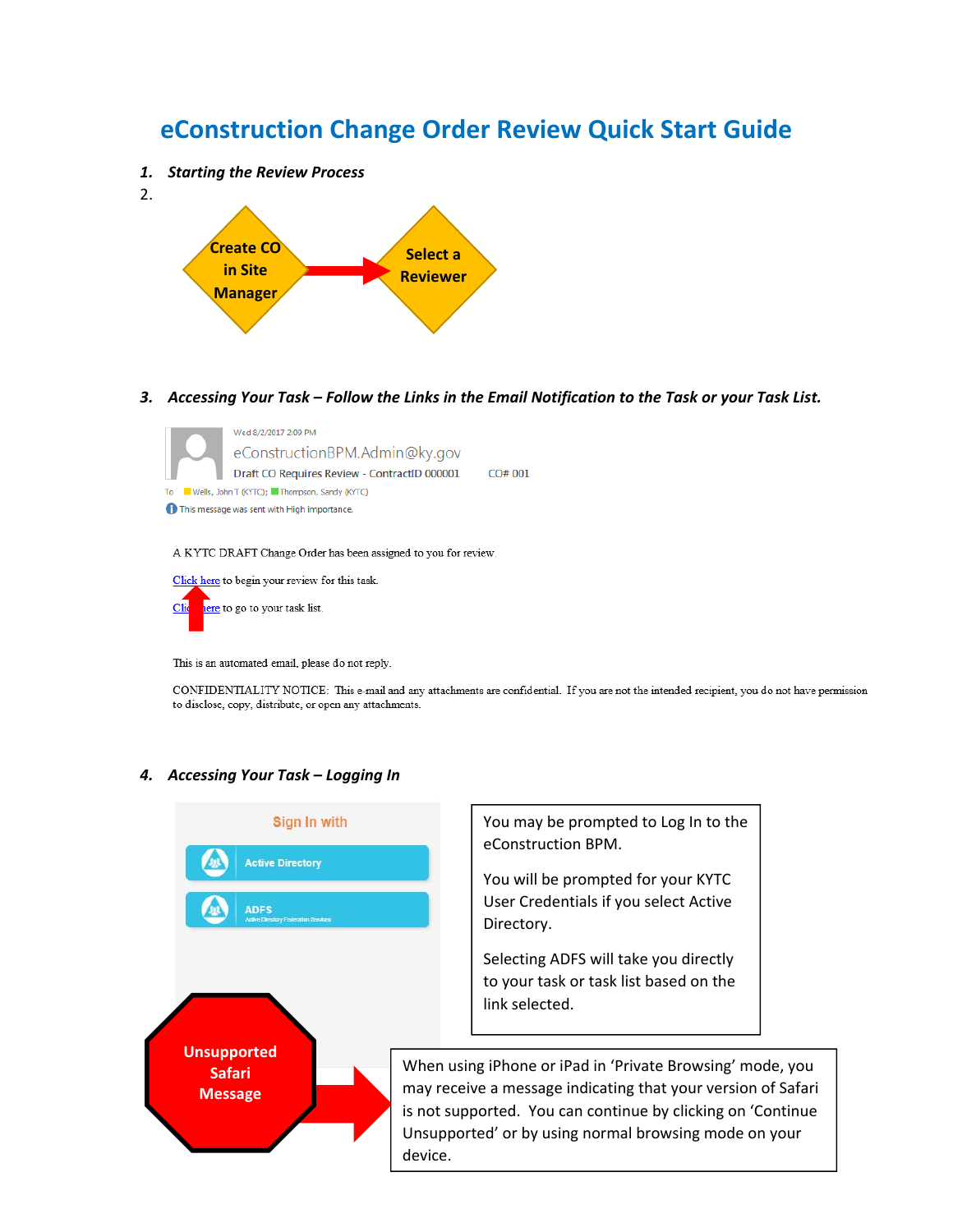# eConstruction Change Order Review Quick Start Guide

1. ***Starting the Review Process***
2.

Create CO in Site Manager → Select a Reviewer

3. ***Accessing Your Task – Follow the Links in the Email Notification to the Task or your Task List.***

Wed 8/2/2017 2:09 PM

eConstructionBPM.Admin@ky.gov

Draft CO Requires Review - ContractID 000001 CO# 001

To Wells, John T (KYTC); Thompson, Sandy (KYTC)

This message was sent with High importance.

A KYTC DRAFT Change Order has been assigned to you for review.

Click here to begin your review for this task.

Click here to go to your task list.

This is an automated email, please do not reply.

CONFIDENTIALITY NOTICE: This e-mail and any attachments are confidential. If you are not the intended recipient, you do not have permission to disclose, copy, distribute, or open any attachments.

4. ***Accessing Your Task – Logging In***

Sign In with

Active Directory

ADFS
Active Directory Federation Services

You may be prompted to Log In to the eConstruction BPM.

You will be prompted for your KYTC User Credentials if you select Active Directory.

Selecting ADFS will take you directly to your task or task list based on the link selected.

**Unsupported Safari Message**

When using iPhone or iPad in 'Private Browsing' mode, you may receive a message indicating that your version of Safari is not supported. You can continue by clicking on 'Continue Unsupported' or by using normal browsing mode on your device.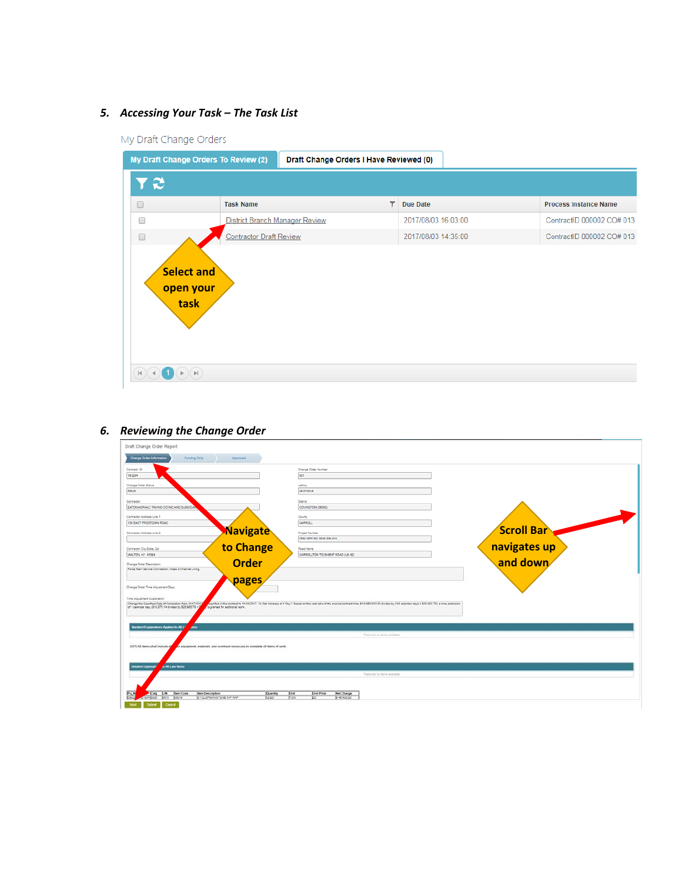## 5. *Accessing Your Task – The Task List*

My Draft Change Orders

My Draft Change Orders To Review (2) | Draft Change Orders I Have Reviewed (0)

| | Task Name | Due Date | Process Instance Name |
|---|---|---|---|
| | District Branch Manager Review | 2017/08/03 16:03:00 | ContractID 000002 CO# 013 |
| | Contractor Draft Review | 2017/08/03 14:35:00 | ContractID 000002 CO# 013 |

Select and open your task

## 6. *Reviewing the Change Order*

Draft Change Order Report

Navigate to Change Order pages

Scroll Bar navigates up and down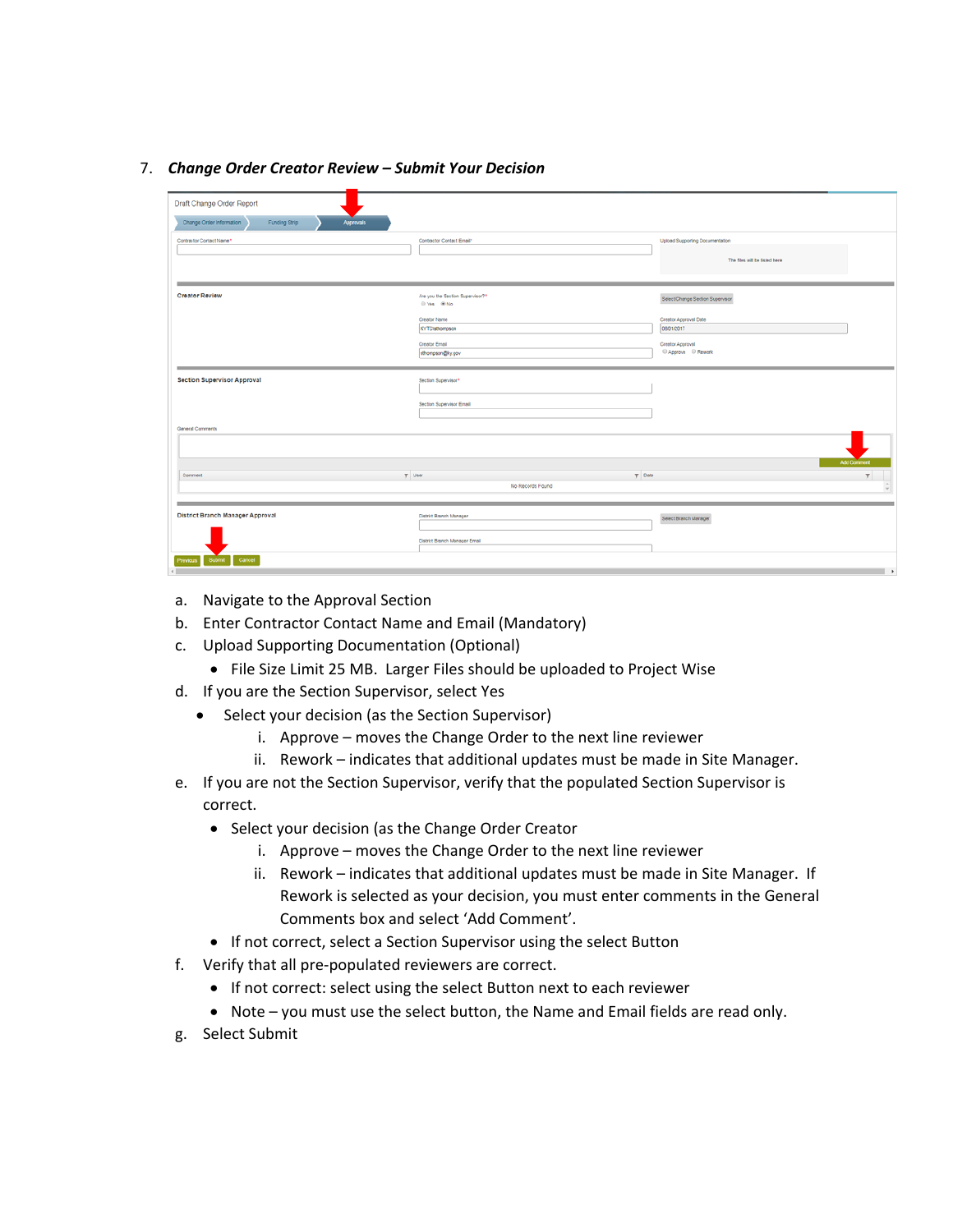7. ***Change Order Creator Review – Submit Your Decision***

a. Navigate to the Approval Section

b. Enter Contractor Contact Name and Email (Mandatory)

c. Upload Supporting Documentation (Optional)

   - File Size Limit 25 MB. Larger Files should be uploaded to Project Wise

d. If you are the Section Supervisor, select Yes

   - Select your decision (as the Section Supervisor)
     i. Approve – moves the Change Order to the next line reviewer
     ii. Rework – indicates that additional updates must be made in Site Manager.

e. If you are not the Section Supervisor, verify that the populated Section Supervisor is correct.

   - Select your decision (as the Change Order Creator
     i. Approve – moves the Change Order to the next line reviewer
     ii. Rework – indicates that additional updates must be made in Site Manager. If Rework is selected as your decision, you must enter comments in the General Comments box and select 'Add Comment'.
   - If not correct, select a Section Supervisor using the select Button

f. Verify that all pre-populated reviewers are correct.

   - If not correct: select using the select Button next to each reviewer
   - Note – you must use the select button, the Name and Email fields are read only.

g. Select Submit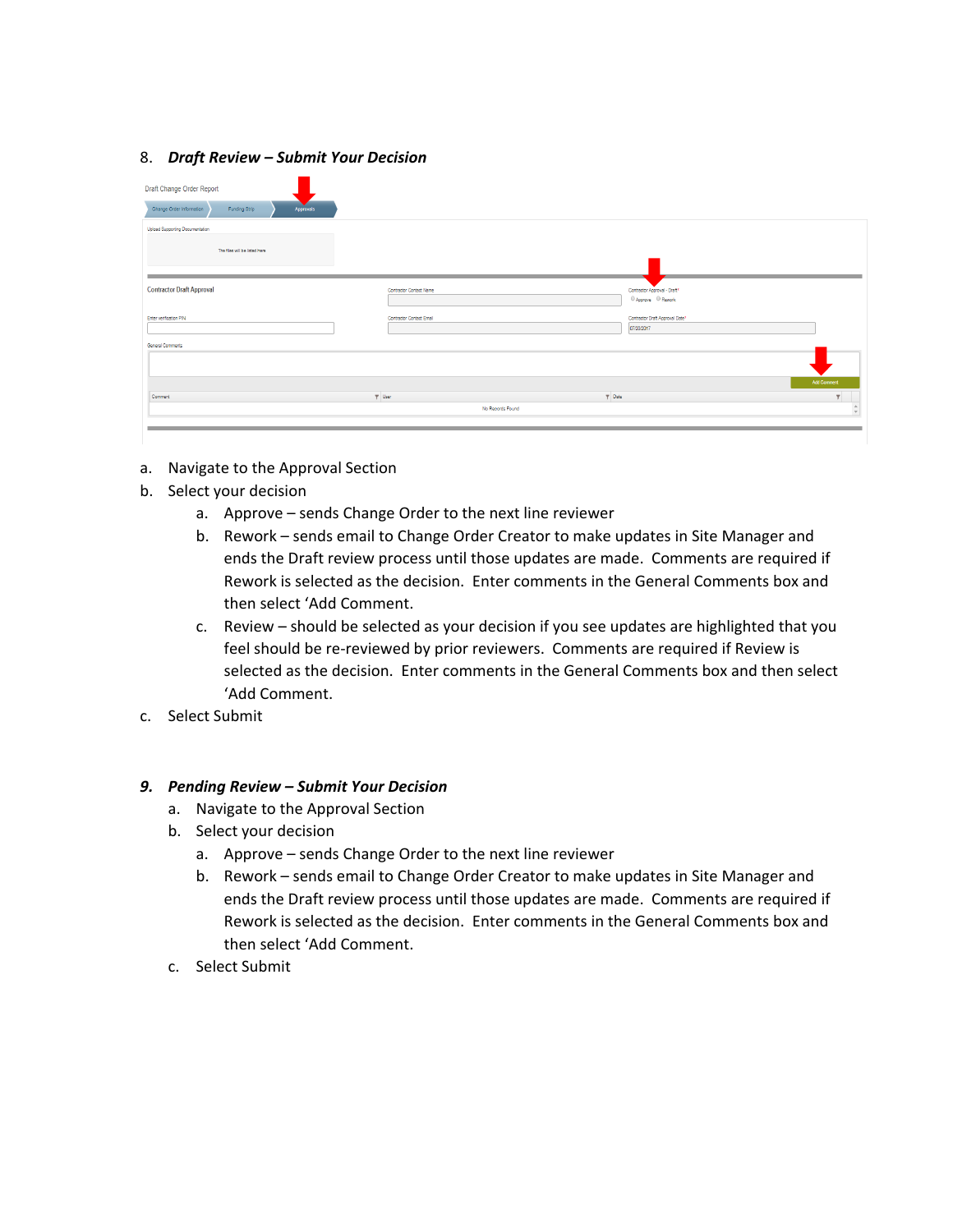8. ***Draft Review – Submit Your Decision***

a. Navigate to the Approval Section
b. Select your decision
    a. Approve – sends Change Order to the next line reviewer
    b. Rework – sends email to Change Order Creator to make updates in Site Manager and ends the Draft review process until those updates are made. Comments are required if Rework is selected as the decision. Enter comments in the General Comments box and then select 'Add Comment.
    c. Review – should be selected as your decision if you see updates are highlighted that you feel should be re-reviewed by prior reviewers. Comments are required if Review is selected as the decision. Enter comments in the General Comments box and then select 'Add Comment.
c. Select Submit

9. ***Pending Review – Submit Your Decision***

a. Navigate to the Approval Section
b. Select your decision
    a. Approve – sends Change Order to the next line reviewer
    b. Rework – sends email to Change Order Creator to make updates in Site Manager and ends the Draft review process until those updates are made. Comments are required if Rework is selected as the decision. Enter comments in the General Comments box and then select 'Add Comment.
c. Select Submit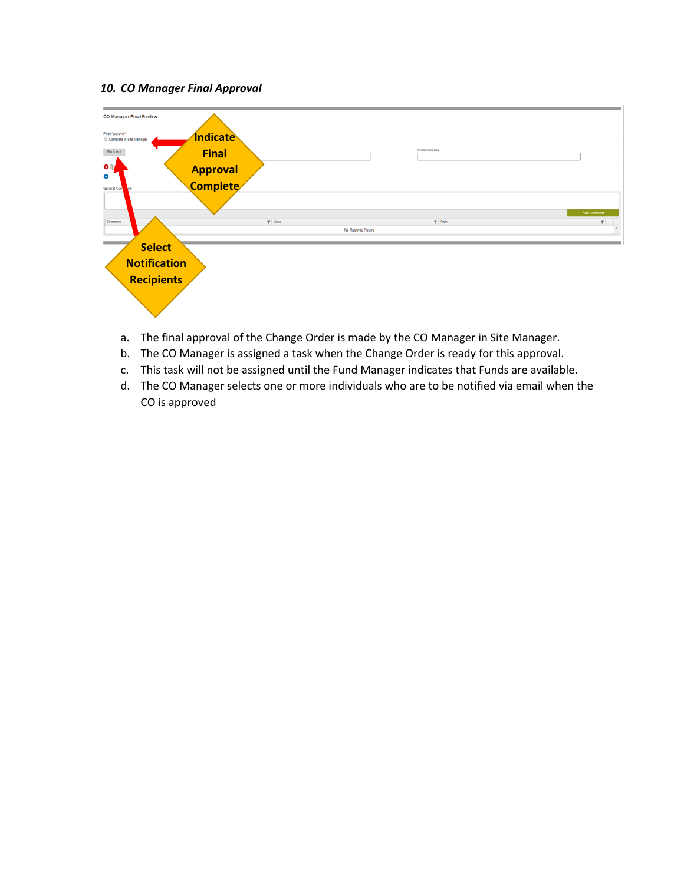*10. CO Manager Final Approval*

a. The final approval of the Change Order is made by the CO Manager in Site Manager.
b. The CO Manager is assigned a task when the Change Order is ready for this approval.
c. This task will not be assigned until the Fund Manager indicates that Funds are available.
d. The CO Manager selects one or more individuals who are to be notified via email when the CO is approved